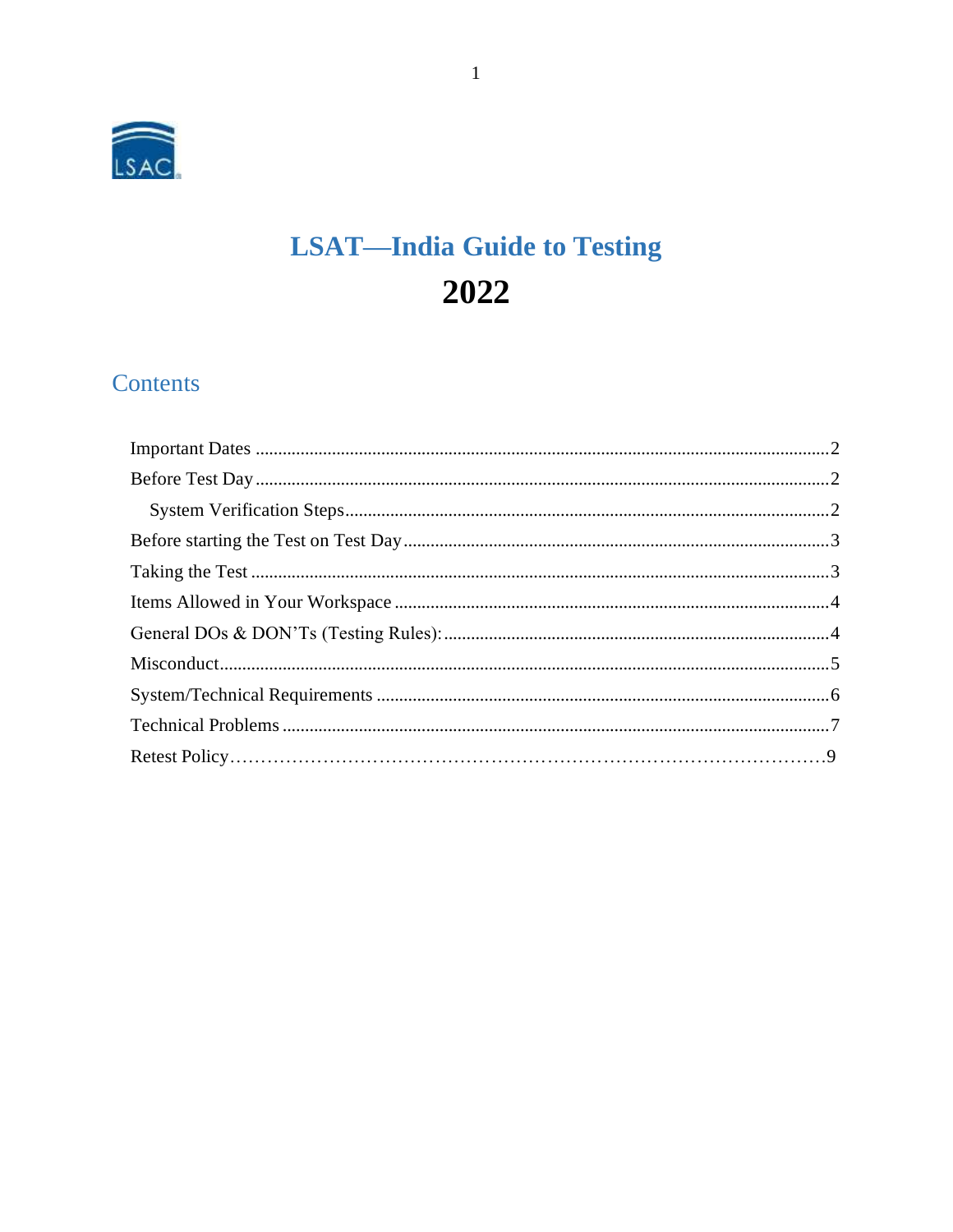# LSAT—India Guide to Testing

# 2022

## Contents

Important Dates ..................................................................................................................2
Before Test Day ..................................................................................................................2
  System Verification Steps....................................................................................................2
Before starting the Test on Test Day ....................................................................................3
Taking the Test ...................................................................................................................3
Items Allowed in Your Workspace ........................................................................................4
General DOs & DON'Ts (Testing Rules): ..............................................................................4
Misconduct..........................................................................................................................5
System/Technical Requirements .........................................................................................6
Technical Problems .............................................................................................................7
Retest Policy.........................................................................................................................9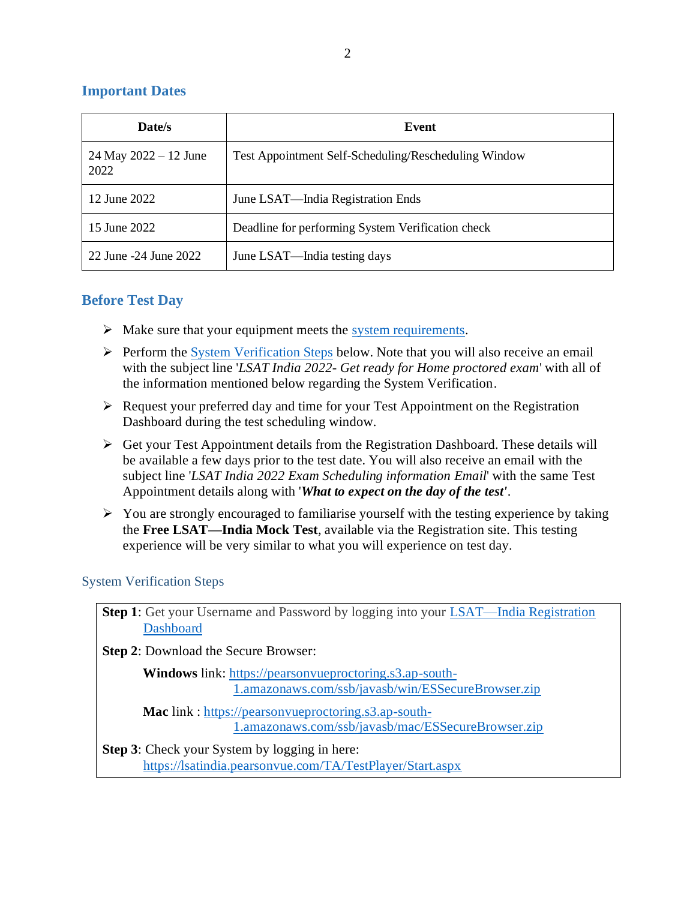## Important Dates

| Date/s | Event |
| --- | --- |
| 24 May 2022 – 12 June 2022 | Test Appointment Self-Scheduling/Rescheduling Window |
| 12 June 2022 | June LSAT—India Registration Ends |
| 15 June 2022 | Deadline for performing System Verification check |
| 22 June -24 June 2022 | June LSAT—India testing days |

## Before Test Day

- Make sure that your equipment meets the [system requirements](#).
- Perform the [System Verification Steps](#) below. Note that you will also receive an email with the subject line '*LSAT India 2022- Get ready for Home proctored exam*' with all of the information mentioned below regarding the System Verification.
- Request your preferred day and time for your Test Appointment on the Registration Dashboard during the test scheduling window.
- Get your Test Appointment details from the Registration Dashboard. These details will be available a few days prior to the test date. You will also receive an email with the subject line '*LSAT India 2022 Exam Scheduling information Email*' with the same Test Appointment details along with '***What to expect on the day of the test***'.
- You are strongly encouraged to familiarise yourself with the testing experience by taking the **Free LSAT—India Mock Test**, available via the Registration site. This testing experience will be very similar to what you will experience on test day.

### System Verification Steps

**Step 1**: Get your Username and Password by logging into your [LSAT—India Registration Dashboard](#)

**Step 2**: Download the Secure Browser:

**Windows** link: https://pearsonvueproctoring.s3.ap-south-1.amazonaws.com/ssb/javasb/win/ESSecureBrowser.zip

**Mac** link : https://pearsonvueproctoring.s3.ap-south-1.amazonaws.com/ssb/javasb/mac/ESSecureBrowser.zip

**Step 3**: Check your System by logging in here: https://lsatindia.pearsonvue.com/TA/TestPlayer/Start.aspx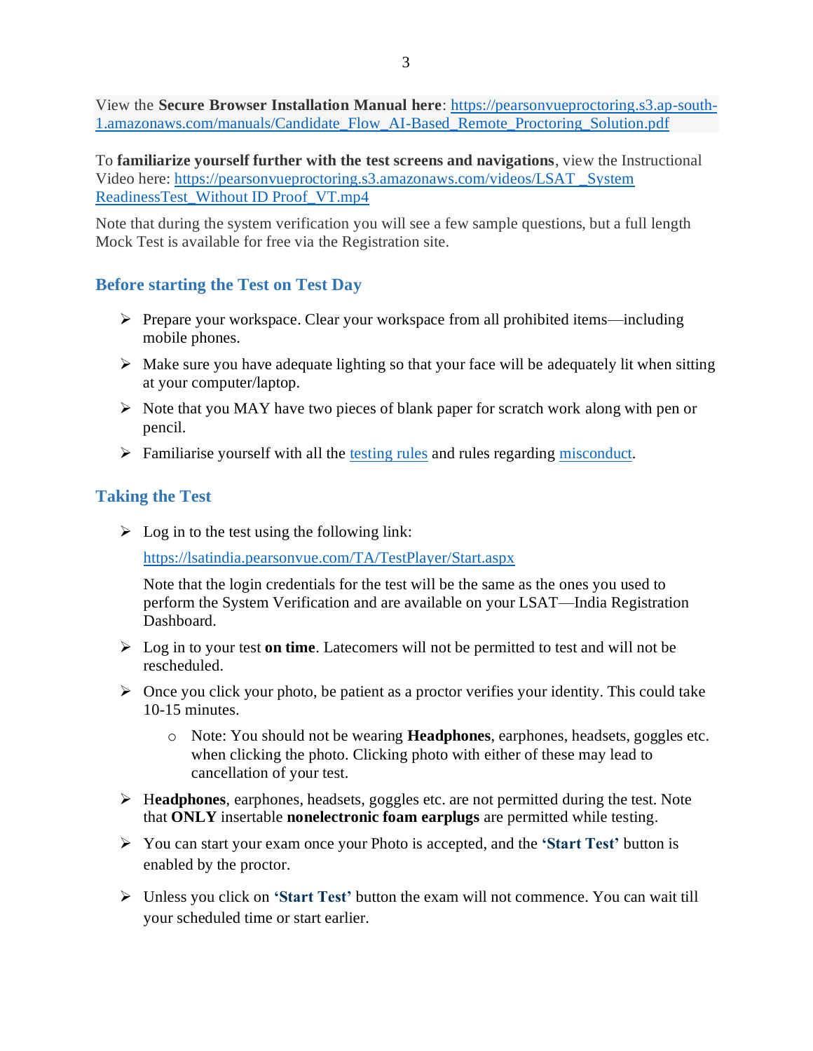View the **Secure Browser Installation Manual here**: [https://pearsonvueproctoring.s3.ap-south-1.amazonaws.com/manuals/Candidate_Flow_AI-Based_Remote_Proctoring_Solution.pdf](https://pearsonvueproctoring.s3.ap-south-1.amazonaws.com/manuals/Candidate_Flow_AI-Based_Remote_Proctoring_Solution.pdf)

To **familiarize yourself further with the test screens and navigations**, view the Instructional Video here: [https://pearsonvueproctoring.s3.amazonaws.com/videos/LSAT _System ReadinessTest_Without ID Proof_VT.mp4](https://pearsonvueproctoring.s3.amazonaws.com/videos/LSAT _System ReadinessTest_Without ID Proof_VT.mp4)

Note that during the system verification you will see a few sample questions, but a full length Mock Test is available for free via the Registration site.

## Before starting the Test on Test Day

- Prepare your workspace. Clear your workspace from all prohibited items—including mobile phones.
- Make sure you have adequate lighting so that your face will be adequately lit when sitting at your computer/laptop.
- Note that you MAY have two pieces of blank paper for scratch work along with pen or pencil.
- Familiarise yourself with all the testing rules and rules regarding misconduct.

## Taking the Test

- Log in to the test using the following link:

  [https://lsatindia.pearsonvue.com/TA/TestPlayer/Start.aspx](https://lsatindia.pearsonvue.com/TA/TestPlayer/Start.aspx)

  Note that the login credentials for the test will be the same as the ones you used to perform the System Verification and are available on your LSAT—India Registration Dashboard.
- Log in to your test **on time**. Latecomers will not be permitted to test and will not be rescheduled.
- Once you click your photo, be patient as a proctor verifies your identity. This could take 10-15 minutes.
  - Note: You should not be wearing **Headphones**, earphones, headsets, goggles etc. when clicking the photo. Clicking photo with either of these may lead to cancellation of your test.
- H**eadphones**, earphones, headsets, goggles etc. are not permitted during the test. Note that **ONLY** insertable **nonelectronic foam earplugs** are permitted while testing.
- You can start your exam once your Photo is accepted, and the **'Start Test'** button is enabled by the proctor.
- Unless you click on **'Start Test'** button the exam will not commence. You can wait till your scheduled time or start earlier.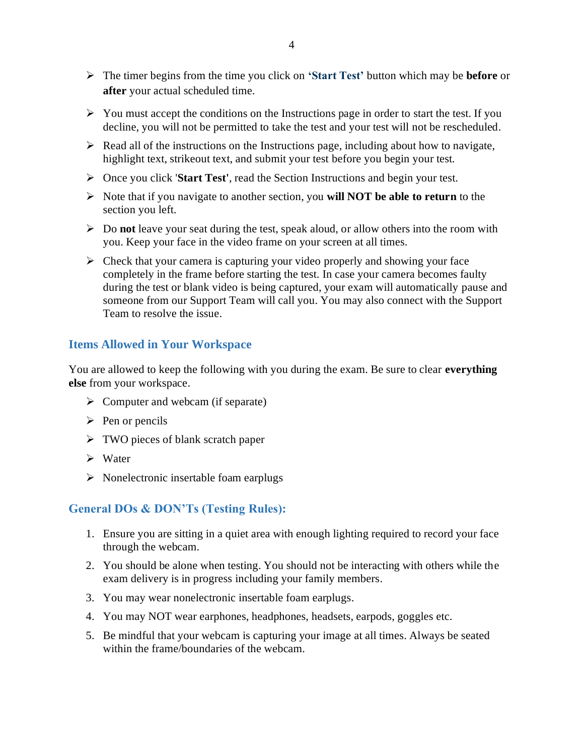- The timer begins from the time you click on **'Start Test'** button which may be **before** or **after** your actual scheduled time.

- You must accept the conditions on the Instructions page in order to start the test. If you decline, you will not be permitted to take the test and your test will not be rescheduled.

- Read all of the instructions on the Instructions page, including about how to navigate, highlight text, strikeout text, and submit your test before you begin your test.

- Once you click '**Start Test**', read the Section Instructions and begin your test.

- Note that if you navigate to another section, you **will NOT be able to return** to the section you left.

- Do **not** leave your seat during the test, speak aloud, or allow others into the room with you. Keep your face in the video frame on your screen at all times.

- Check that your camera is capturing your video properly and showing your face completely in the frame before starting the test. In case your camera becomes faulty during the test or blank video is being captured, your exam will automatically pause and someone from our Support Team will call you. You may also connect with the Support Team to resolve the issue.

## Items Allowed in Your Workspace

You are allowed to keep the following with you during the exam. Be sure to clear **everything else** from your workspace.

- Computer and webcam (if separate)
- Pen or pencils
- TWO pieces of blank scratch paper
- Water
- Nonelectronic insertable foam earplugs

## General DOs & DON'Ts (Testing Rules):

1. Ensure you are sitting in a quiet area with enough lighting required to record your face through the webcam.
2. You should be alone when testing. You should not be interacting with others while the exam delivery is in progress including your family members.
3. You may wear nonelectronic insertable foam earplugs.
4. You may NOT wear earphones, headphones, headsets, earpods, goggles etc.
5. Be mindful that your webcam is capturing your image at all times. Always be seated within the frame/boundaries of the webcam.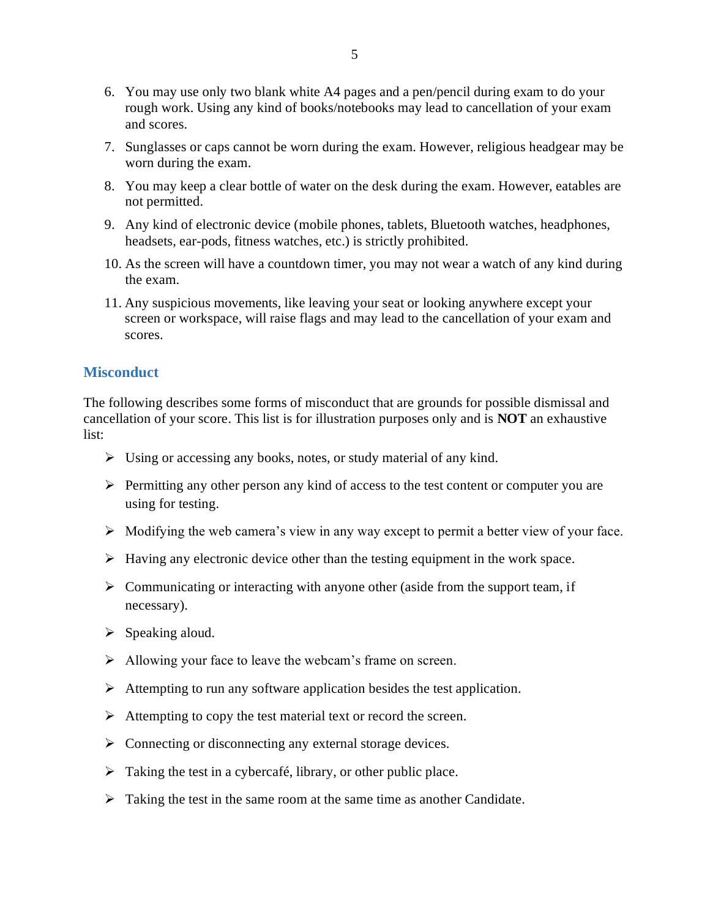6. You may use only two blank white A4 pages and a pen/pencil during exam to do your rough work. Using any kind of books/notebooks may lead to cancellation of your exam and scores.
7. Sunglasses or caps cannot be worn during the exam. However, religious headgear may be worn during the exam.
8. You may keep a clear bottle of water on the desk during the exam. However, eatables are not permitted.
9. Any kind of electronic device (mobile phones, tablets, Bluetooth watches, headphones, headsets, ear-pods, fitness watches, etc.) is strictly prohibited.
10. As the screen will have a countdown timer, you may not wear a watch of any kind during the exam.
11. Any suspicious movements, like leaving your seat or looking anywhere except your screen or workspace, will raise flags and may lead to the cancellation of your exam and scores.

## Misconduct

The following describes some forms of misconduct that are grounds for possible dismissal and cancellation of your score. This list is for illustration purposes only and is **NOT** an exhaustive list:

- Using or accessing any books, notes, or study material of any kind.
- Permitting any other person any kind of access to the test content or computer you are using for testing.
- Modifying the web camera's view in any way except to permit a better view of your face.
- Having any electronic device other than the testing equipment in the work space.
- Communicating or interacting with anyone other (aside from the support team, if necessary).
- Speaking aloud.
- Allowing your face to leave the webcam's frame on screen.
- Attempting to run any software application besides the test application.
- Attempting to copy the test material text or record the screen.
- Connecting or disconnecting any external storage devices.
- Taking the test in a cybercafé, library, or other public place.
- Taking the test in the same room at the same time as another Candidate.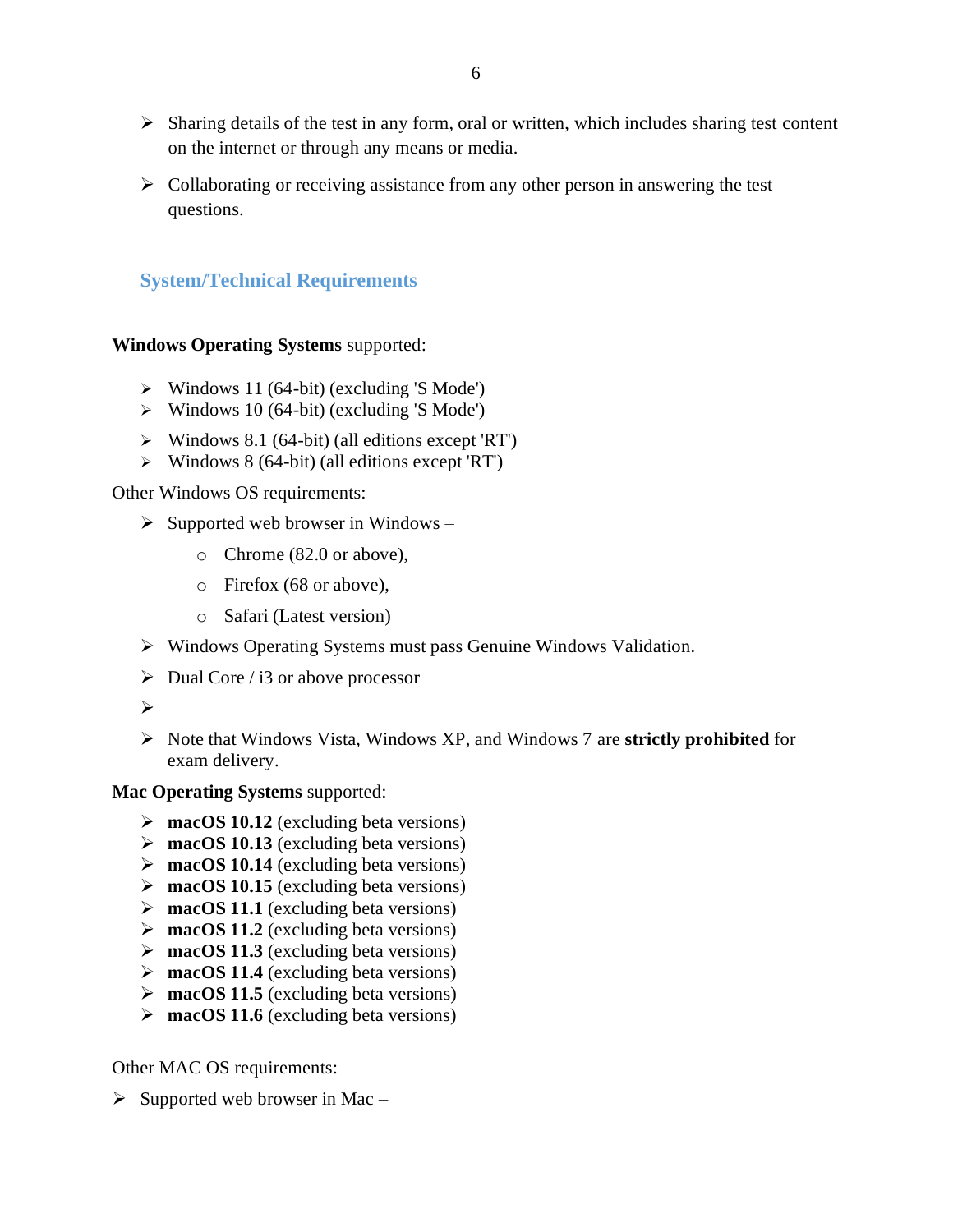- Sharing details of the test in any form, oral or written, which includes sharing test content on the internet or through any means or media.
- Collaborating or receiving assistance from any other person in answering the test questions.

## System/Technical Requirements

**Windows Operating Systems** supported:

- Windows 11 (64-bit) (excluding 'S Mode')
- Windows 10 (64-bit) (excluding 'S Mode')
- Windows 8.1 (64-bit) (all editions except 'RT')
- Windows 8 (64-bit) (all editions except 'RT')

Other Windows OS requirements:

- Supported web browser in Windows –
  - Chrome (82.0 or above),
  - Firefox (68 or above),
  - Safari (Latest version)
- Windows Operating Systems must pass Genuine Windows Validation.
- Dual Core / i3 or above processor
- 
- Note that Windows Vista, Windows XP, and Windows 7 are **strictly prohibited** for exam delivery.

**Mac Operating Systems** supported:

- **macOS 10.12** (excluding beta versions)
- **macOS 10.13** (excluding beta versions)
- **macOS 10.14** (excluding beta versions)
- **macOS 10.15** (excluding beta versions)
- **macOS 11.1** (excluding beta versions)
- **macOS 11.2** (excluding beta versions)
- **macOS 11.3** (excluding beta versions)
- **macOS 11.4** (excluding beta versions)
- **macOS 11.5** (excluding beta versions)
- **macOS 11.6** (excluding beta versions)

Other MAC OS requirements:

- Supported web browser in Mac –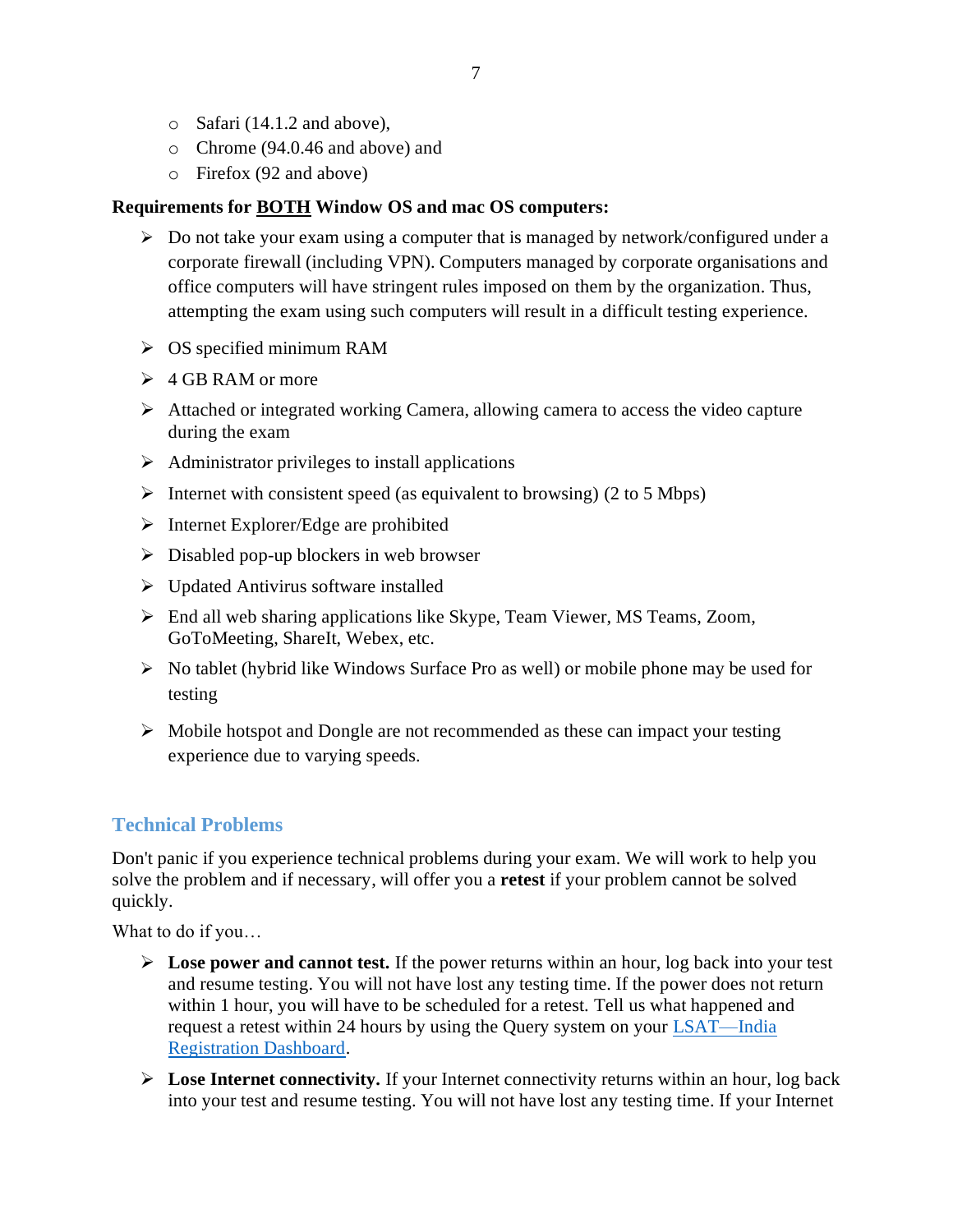- Safari (14.1.2 and above),
- Chrome (94.0.46 and above) and
- Firefox (92 and above)

**Requirements for BOTH Window OS and mac OS computers:**

- Do not take your exam using a computer that is managed by network/configured under a corporate firewall (including VPN). Computers managed by corporate organisations and office computers will have stringent rules imposed on them by the organization. Thus, attempting the exam using such computers will result in a difficult testing experience.
- OS specified minimum RAM
- 4 GB RAM or more
- Attached or integrated working Camera, allowing camera to access the video capture during the exam
- Administrator privileges to install applications
- Internet with consistent speed (as equivalent to browsing) (2 to 5 Mbps)
- Internet Explorer/Edge are prohibited
- Disabled pop-up blockers in web browser
- Updated Antivirus software installed
- End all web sharing applications like Skype, Team Viewer, MS Teams, Zoom, GoToMeeting, ShareIt, Webex, etc.
- No tablet (hybrid like Windows Surface Pro as well) or mobile phone may be used for testing
- Mobile hotspot and Dongle are not recommended as these can impact your testing experience due to varying speeds.

## Technical Problems

Don't panic if you experience technical problems during your exam. We will work to help you solve the problem and if necessary, will offer you a **retest** if your problem cannot be solved quickly.

What to do if you…

- **Lose power and cannot test.** If the power returns within an hour, log back into your test and resume testing. You will not have lost any testing time. If the power does not return within 1 hour, you will have to be scheduled for a retest. Tell us what happened and request a retest within 24 hours by using the Query system on your LSAT—India Registration Dashboard.
- **Lose Internet connectivity.** If your Internet connectivity returns within an hour, log back into your test and resume testing. You will not have lost any testing time. If your Internet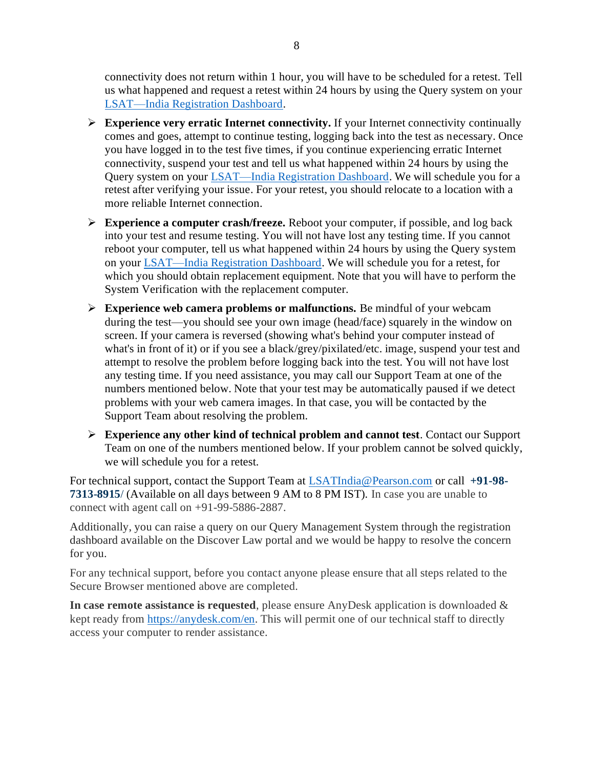connectivity does not return within 1 hour, you will have to be scheduled for a retest. Tell us what happened and request a retest within 24 hours by using the Query system on your LSAT—India Registration Dashboard.

- **Experience very erratic Internet connectivity.** If your Internet connectivity continually comes and goes, attempt to continue testing, logging back into the test as necessary. Once you have logged in to the test five times, if you continue experiencing erratic Internet connectivity, suspend your test and tell us what happened within 24 hours by using the Query system on your LSAT—India Registration Dashboard. We will schedule you for a retest after verifying your issue. For your retest, you should relocate to a location with a more reliable Internet connection.
- **Experience a computer crash/freeze.** Reboot your computer, if possible, and log back into your test and resume testing. You will not have lost any testing time. If you cannot reboot your computer, tell us what happened within 24 hours by using the Query system on your LSAT—India Registration Dashboard. We will schedule you for a retest, for which you should obtain replacement equipment. Note that you will have to perform the System Verification with the replacement computer.
- **Experience web camera problems or malfunctions.** Be mindful of your webcam during the test—you should see your own image (head/face) squarely in the window on screen. If your camera is reversed (showing what's behind your computer instead of what's in front of it) or if you see a black/grey/pixilated/etc. image, suspend your test and attempt to resolve the problem before logging back into the test. You will not have lost any testing time. If you need assistance, you may call our Support Team at one of the numbers mentioned below. Note that your test may be automatically paused if we detect problems with your web camera images. In that case, you will be contacted by the Support Team about resolving the problem.
- **Experience any other kind of technical problem and cannot test**. Contact our Support Team on one of the numbers mentioned below. If your problem cannot be solved quickly, we will schedule you for a retest.

For technical support, contact the Support Team at LSATIndia@Pearson.com or call **+91-98-7313-8915**/ (Available on all days between 9 AM to 8 PM IST). In case you are unable to connect with agent call on +91-99-5886-2887.

Additionally, you can raise a query on our Query Management System through the registration dashboard available on the Discover Law portal and we would be happy to resolve the concern for you.

For any technical support, before you contact anyone please ensure that all steps related to the Secure Browser mentioned above are completed.

**In case remote assistance is requested**, please ensure AnyDesk application is downloaded & kept ready from https://anydesk.com/en. This will permit one of our technical staff to directly access your computer to render assistance.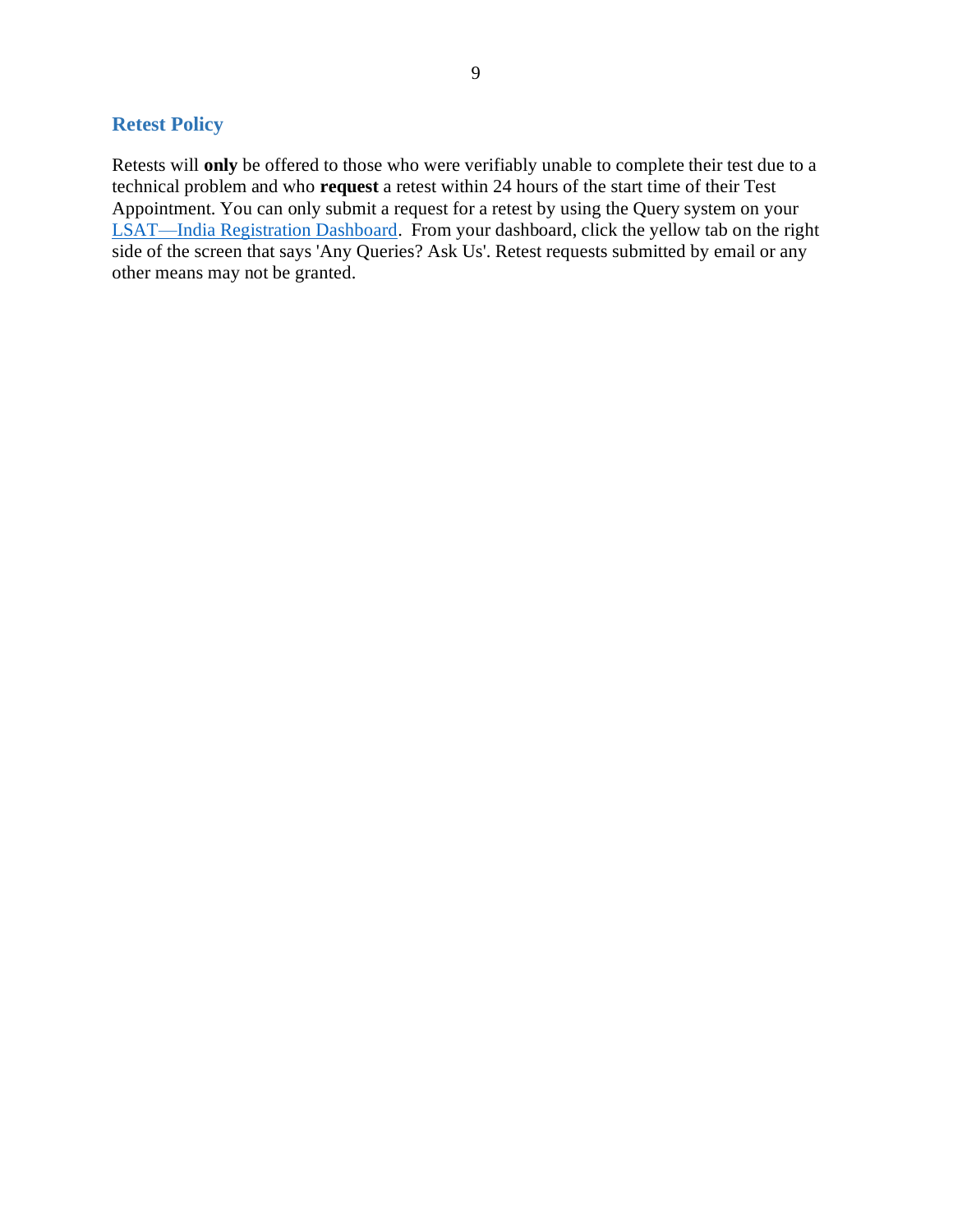## Retest Policy

Retests will **only** be offered to those who were verifiably unable to complete their test due to a technical problem and who **request** a retest within 24 hours of the start time of their Test Appointment. You can only submit a request for a retest by using the Query system on your LSAT—India Registration Dashboard. From your dashboard, click the yellow tab on the right side of the screen that says 'Any Queries? Ask Us'. Retest requests submitted by email or any other means may not be granted.